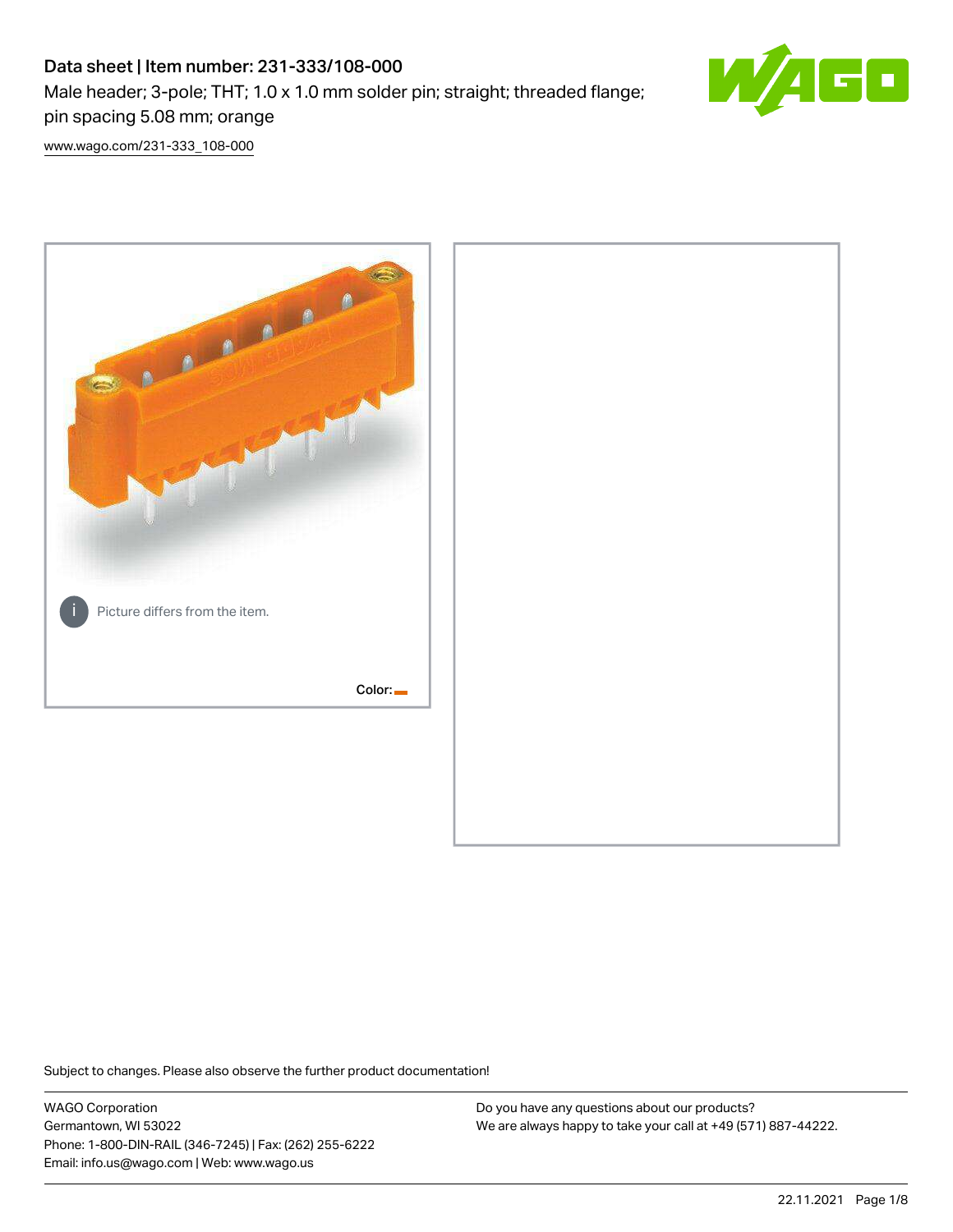# Data sheet | Item number: 231-333/108-000

Male header; 3-pole; THT; 1.0 x 1.0 mm solder pin; straight; threaded flange; pin spacing 5.08 mm; orange

[www.wago.com/231-333_108-000](www.wago.com/231-333_108-000)

Picture differs from the item.

Color:

Subject to changes. Please also observe the further product documentation!

WAGO Corporation
Germantown, WI 53022
Phone: 1-800-DIN-RAIL (346-7245) | Fax: (262) 255-6222
Email: info.us@wago.com | Web: www.wago.us

Do you have any questions about our products?
We are always happy to take your call at +49 (571) 887-44222.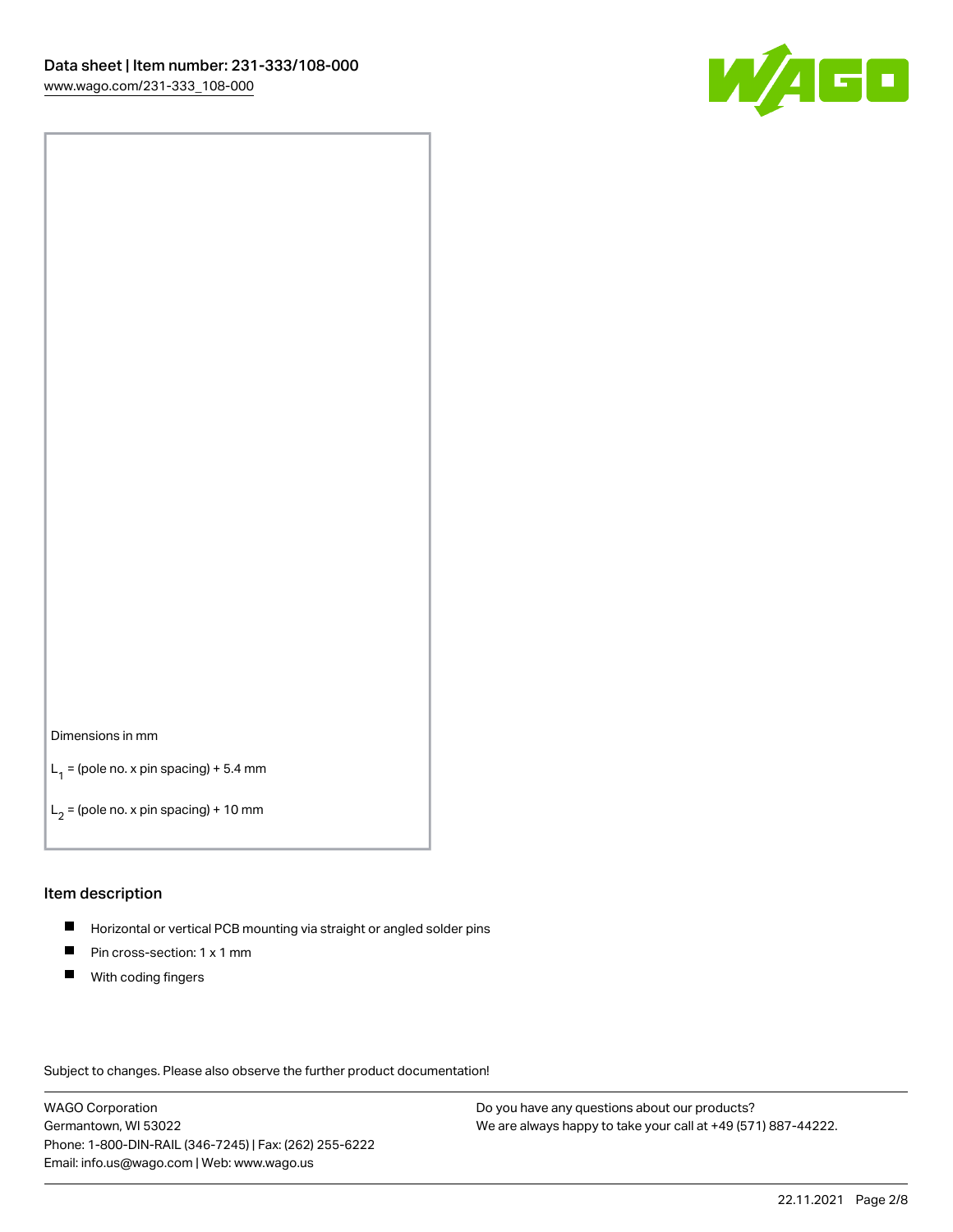Dimensions in mm

$L_1$ = (pole no. x pin spacing) + 5.4 mm

$L_2$ = (pole no. x pin spacing) + 10 mm

## Item description

- Horizontal or vertical PCB mounting via straight or angled solder pins
- Pin cross-section: 1 x 1 mm
- With coding fingers

Subject to changes. Please also observe the further product documentation!

WAGO Corporation
Germantown, WI 53022
Phone: 1-800-DIN-RAIL (346-7245) | Fax: (262) 255-6222
Email: info.us@wago.com | Web: www.wago.us

Do you have any questions about our products?
We are always happy to take your call at +49 (571) 887-44222.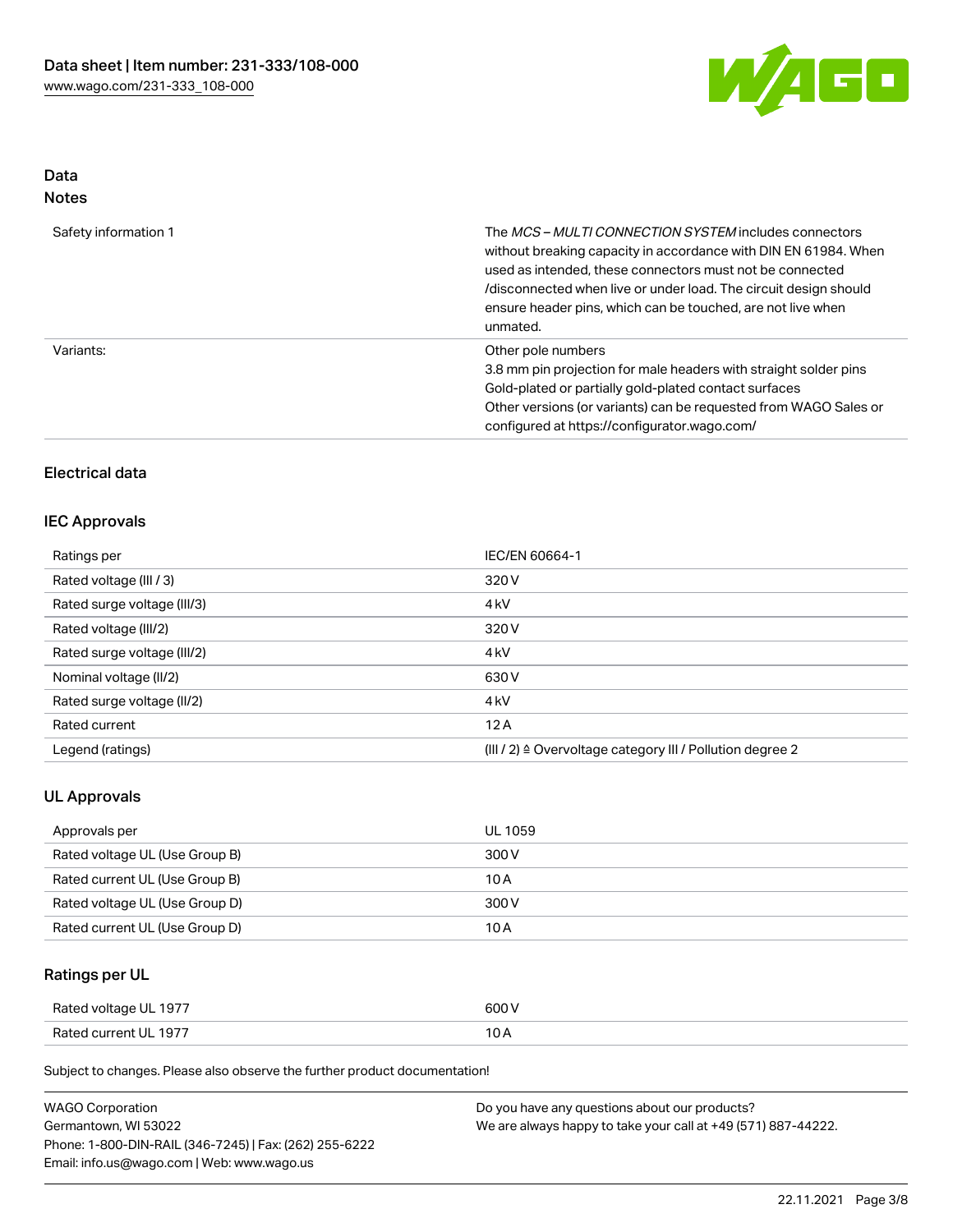## Data
### Notes

| | |
|---|---|
| Safety information 1 | The *MCS – MULTI CONNECTION SYSTEM* includes connectors without breaking capacity in accordance with DIN EN 61984. When used as intended, these connectors must not be connected /disconnected when live or under load. The circuit design should ensure header pins, which can be touched, are not live when unmated. |
| Variants: | Other pole numbers<br>3.8 mm pin projection for male headers with straight solder pins<br>Gold-plated or partially gold-plated contact surfaces<br>Other versions (or variants) can be requested from WAGO Sales or configured at https://configurator.wago.com/ |

### Electrical data

### IEC Approvals

| | |
|---|---|
| Ratings per | IEC/EN 60664-1 |
| Rated voltage (III / 3) | 320 V |
| Rated surge voltage (III/3) | 4 kV |
| Rated voltage (III/2) | 320 V |
| Rated surge voltage (III/2) | 4 kV |
| Nominal voltage (II/2) | 630 V |
| Rated surge voltage (II/2) | 4 kV |
| Rated current | 12 A |
| Legend (ratings) | (III / 2) ≙ Overvoltage category III / Pollution degree 2 |

### UL Approvals

| | |
|---|---|
| Approvals per | UL 1059 |
| Rated voltage UL (Use Group B) | 300 V |
| Rated current UL (Use Group B) | 10 A |
| Rated voltage UL (Use Group D) | 300 V |
| Rated current UL (Use Group D) | 10 A |

### Ratings per UL

| | |
|---|---|
| Rated voltage UL 1977 | 600 V |
| Rated current UL 1977 | 10 A |

Subject to changes. Please also observe the further product documentation!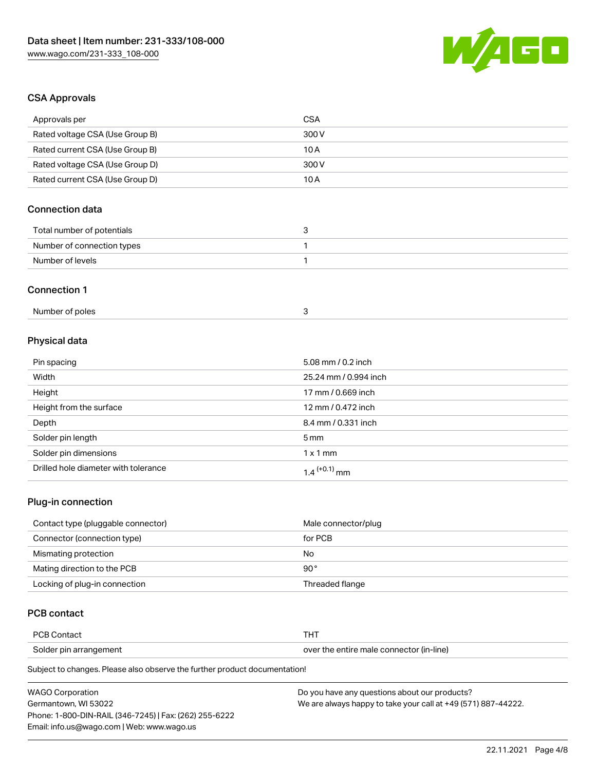## CSA Approvals

| | |
|---|---|
| Approvals per | CSA |
| Rated voltage CSA (Use Group B) | 300 V |
| Rated current CSA (Use Group B) | 10 A |
| Rated voltage CSA (Use Group D) | 300 V |
| Rated current CSA (Use Group D) | 10 A |

## Connection data

| | |
|---|---|
| Total number of potentials | 3 |
| Number of connection types | 1 |
| Number of levels | 1 |

## Connection 1

| | |
|---|---|
| Number of poles | 3 |

## Physical data

| | |
|---|---|
| Pin spacing | 5.08 mm / 0.2 inch |
| Width | 25.24 mm / 0.994 inch |
| Height | 17 mm / 0.669 inch |
| Height from the surface | 12 mm / 0.472 inch |
| Depth | 8.4 mm / 0.331 inch |
| Solder pin length | 5 mm |
| Solder pin dimensions | 1 x 1 mm |
| Drilled hole diameter with tolerance | $1.4^{(+0.1)}$ mm |

## Plug-in connection

| | |
|---|---|
| Contact type (pluggable connector) | Male connector/plug |
| Connector (connection type) | for PCB |
| Mismating protection | No |
| Mating direction to the PCB | 90 ° |
| Locking of plug-in connection | Threaded flange |

## PCB contact

| | |
|---|---|
| PCB Contact | THT |
| Solder pin arrangement | over the entire male connector (in-line) |

Subject to changes. Please also observe the further product documentation!

WAGO Corporation
Germantown, WI 53022
Phone: 1-800-DIN-RAIL (346-7245) | Fax: (262) 255-6222
Email: info.us@wago.com | Web: www.wago.us

Do you have any questions about our products?
We are always happy to take your call at +49 (571) 887-44222.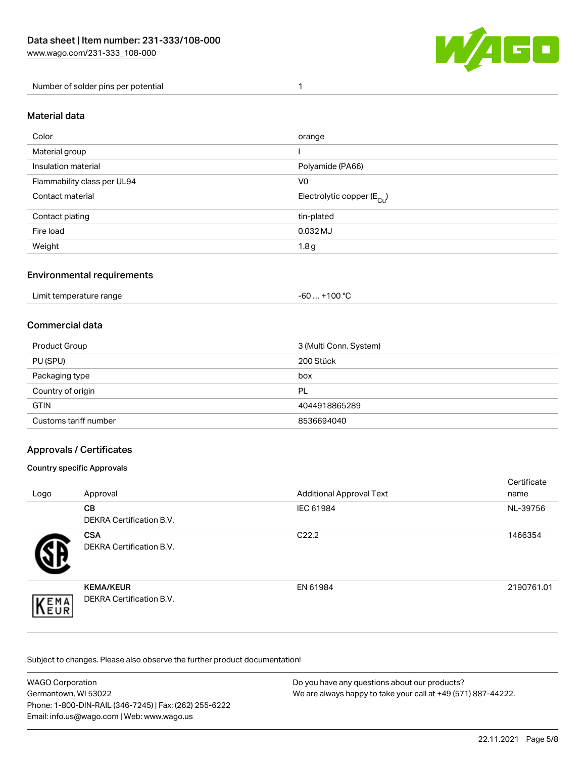| | |
|---|---|
| Number of solder pins per potential | 1 |

## Material data

| | |
|---|---|
| Color | orange |
| Material group | I |
| Insulation material | Polyamide (PA66) |
| Flammability class per UL94 | V0 |
| Contact material | Electrolytic copper ($E_{Cu}$) |
| Contact plating | tin-plated |
| Fire load | 0.032 MJ |
| Weight | 1.8 g |

## Environmental requirements

| | |
|---|---|
| Limit temperature range | -60 … +100 °C |

## Commercial data

| | |
|---|---|
| Product Group | 3 (Multi Conn. System) |
| PU (SPU) | 200 Stück |
| Packaging type | box |
| Country of origin | PL |
| GTIN | 4044918865289 |
| Customs tariff number | 8536694040 |

## Approvals / Certificates

### Country specific Approvals

| Logo | Approval | Additional Approval Text | Certificate name |
|---|---|---|---|
| | **CB** DEKRA Certification B.V. | IEC 61984 | NL-39756 |
| | **CSA** DEKRA Certification B.V. | C22.2 | 1466354 |
| | **KEMA/KEUR** DEKRA Certification B.V. | EN 61984 | 2190761.01 |

Subject to changes. Please also observe the further product documentation!

WAGO Corporation
Germantown, WI 53022
Phone: 1-800-DIN-RAIL (346-7245) | Fax: (262) 255-6222
Email: info.us@wago.com | Web: www.wago.us

Do you have any questions about our products?
We are always happy to take your call at +49 (571) 887-44222.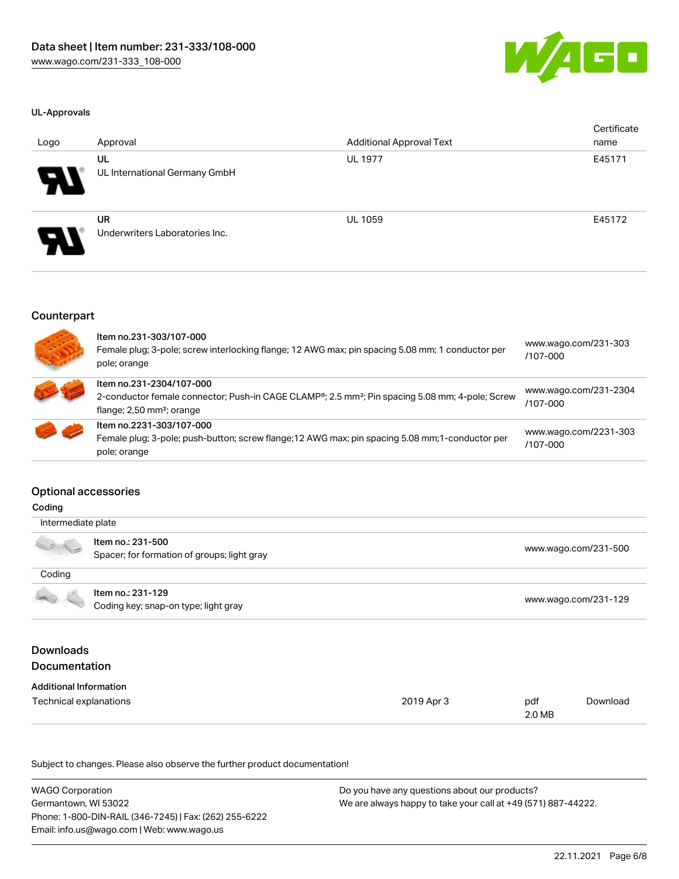### UL-Approvals

| Logo | Approval | Additional Approval Text | Certificate name |
|---|---|---|---|
| | **UL**<br>UL International Germany GmbH | UL 1977 | E45171 |
| | **UR**<br>Underwriters Laboratories Inc. | UL 1059 | E45172 |

## Counterpart

| | | |
|---|---|---|
| | Item no.231-303/107-000<br>Female plug; 3-pole; screw interlocking flange; 12 AWG max; pin spacing 5.08 mm; 1 conductor per pole; orange | www.wago.com/231-303/107-000 |
| | Item no.231-2304/107-000<br>2-conductor female connector; Push-in CAGE CLAMP®; 2.5 mm²; Pin spacing 5.08 mm; 4-pole; Screw flange; 2,50 mm²; orange | www.wago.com/231-2304/107-000 |
| | Item no.2231-303/107-000<br>Female plug; 3-pole; push-button; screw flange;12 AWG max; pin spacing 5.08 mm;1-conductor per pole; orange | www.wago.com/2231-303/107-000 |

## Optional accessories

### Coding

| | | |
|---|---|---|
| Intermediate plate | | |
| | Item no.: 231-500<br>Spacer; for formation of groups; light gray | www.wago.com/231-500 |
| Coding | | |
| | Item no.: 231-129<br>Coding key; snap-on type; light gray | www.wago.com/231-129 |

## Downloads
## Documentation

### Additional Information

| | | | |
|---|---|---|---|
| Technical explanations | 2019 Apr 3 | pdf<br>2.0 MB | Download |

Subject to changes. Please also observe the further product documentation!

WAGO Corporation
Germantown, WI 53022
Phone: 1-800-DIN-RAIL (346-7245) | Fax: (262) 255-6222
Email: info.us@wago.com | Web: www.wago.us

Do you have any questions about our products?
We are always happy to take your call at +49 (571) 887-44222.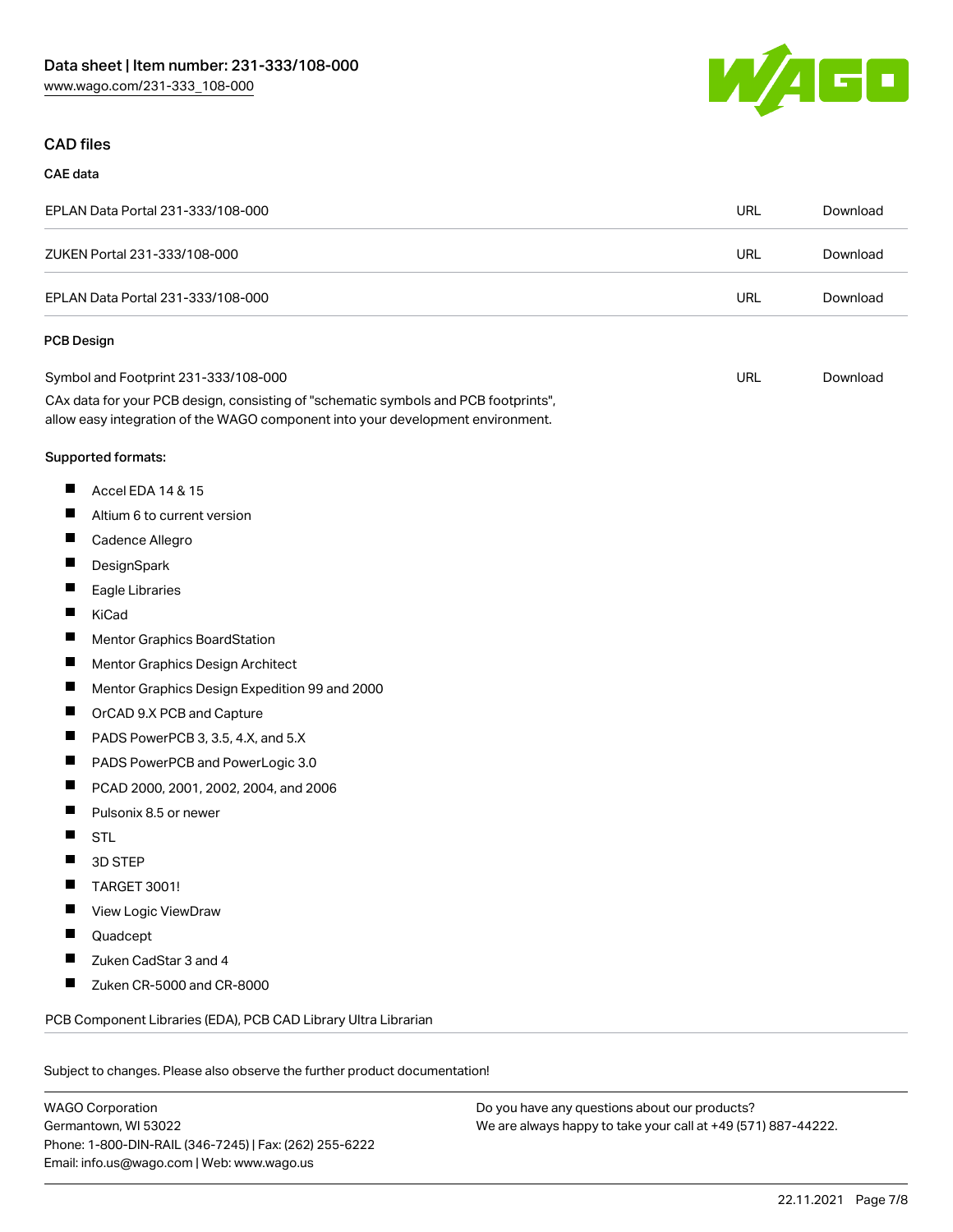## CAD files

### CAE data

| | | |
|---|---|---|
| EPLAN Data Portal 231-333/108-000 | URL | Download |
| ZUKEN Portal 231-333/108-000 | URL | Download |
| EPLAN Data Portal 231-333/108-000 | URL | Download |

### PCB Design

| | | |
|---|---|---|
| Symbol and Footprint 231-333/108-000 | URL | Download |

CAx data for your PCB design, consisting of "schematic symbols and PCB footprints", allow easy integration of the WAGO component into your development environment.

Supported formats:

- Accel EDA 14 & 15
- Altium 6 to current version
- Cadence Allegro
- DesignSpark
- Eagle Libraries
- KiCad
- Mentor Graphics BoardStation
- Mentor Graphics Design Architect
- Mentor Graphics Design Expedition 99 and 2000
- OrCAD 9.X PCB and Capture
- PADS PowerPCB 3, 3.5, 4.X, and 5.X
- PADS PowerPCB and PowerLogic 3.0
- PCAD 2000, 2001, 2002, 2004, and 2006
- Pulsonix 8.5 or newer
- STL
- 3D STEP
- TARGET 3001!
- View Logic ViewDraw
- Quadcept
- Zuken CadStar 3 and 4
- Zuken CR-5000 and CR-8000

PCB Component Libraries (EDA), PCB CAD Library Ultra Librarian

Subject to changes. Please also observe the further product documentation!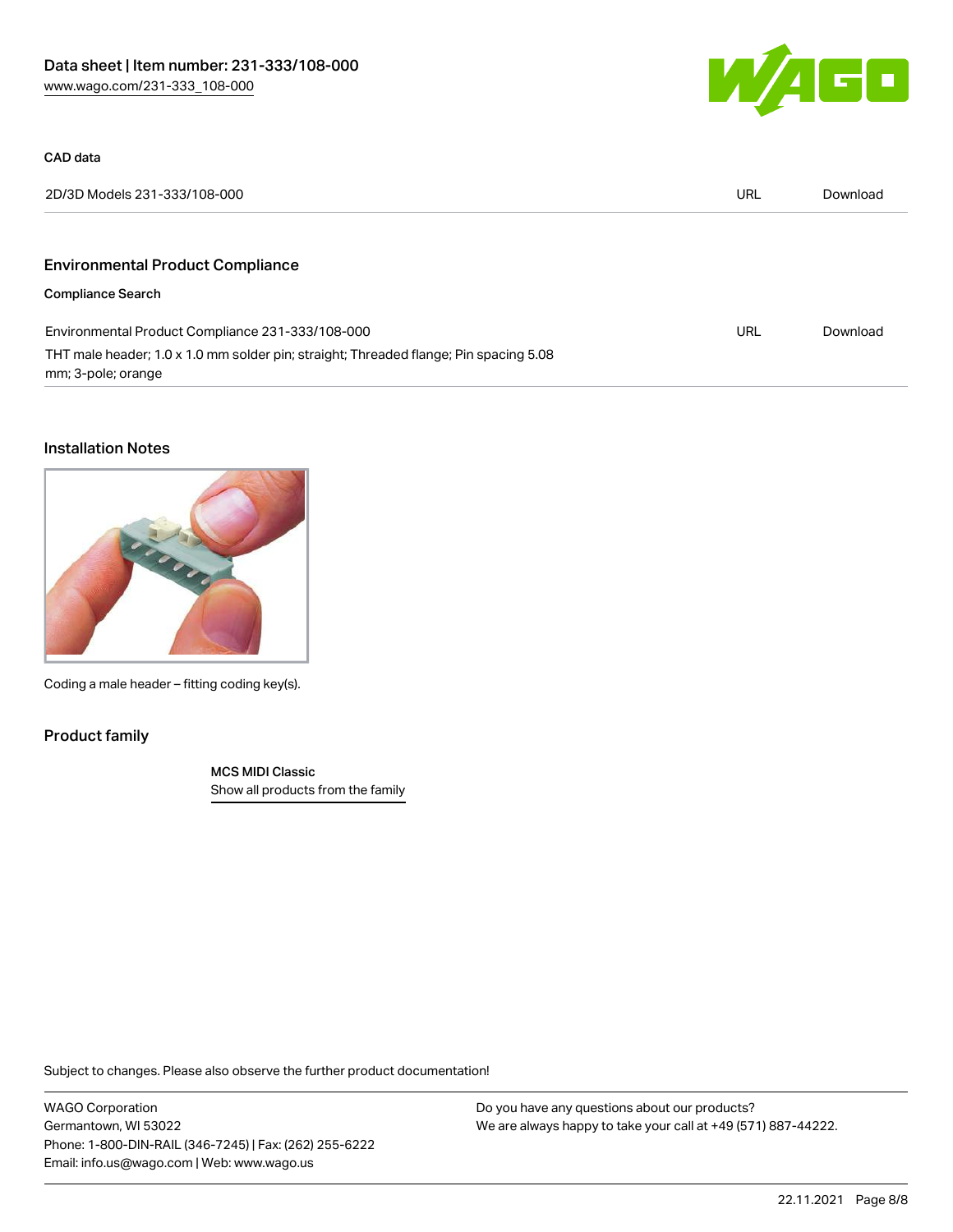### CAD data

| | | |
|---|---|---|
| 2D/3D Models 231-333/108-000 | URL | Download |

## Environmental Product Compliance

### Compliance Search

| | | |
|---|---|---|
| Environmental Product Compliance 231-333/108-000<br>THT male header; 1.0 x 1.0 mm solder pin; straight; Threaded flange; Pin spacing 5.08 mm; 3-pole; orange | URL | Download |

## Installation Notes

Coding a male header – fitting coding key(s).

## Product family

MCS MIDI Classic
Show all products from the family

Subject to changes. Please also observe the further product documentation!

WAGO Corporation
Germantown, WI 53022
Phone: 1-800-DIN-RAIL (346-7245) | Fax: (262) 255-6222
Email: info.us@wago.com | Web: www.wago.us

Do you have any questions about our products?
We are always happy to take your call at +49 (571) 887-44222.